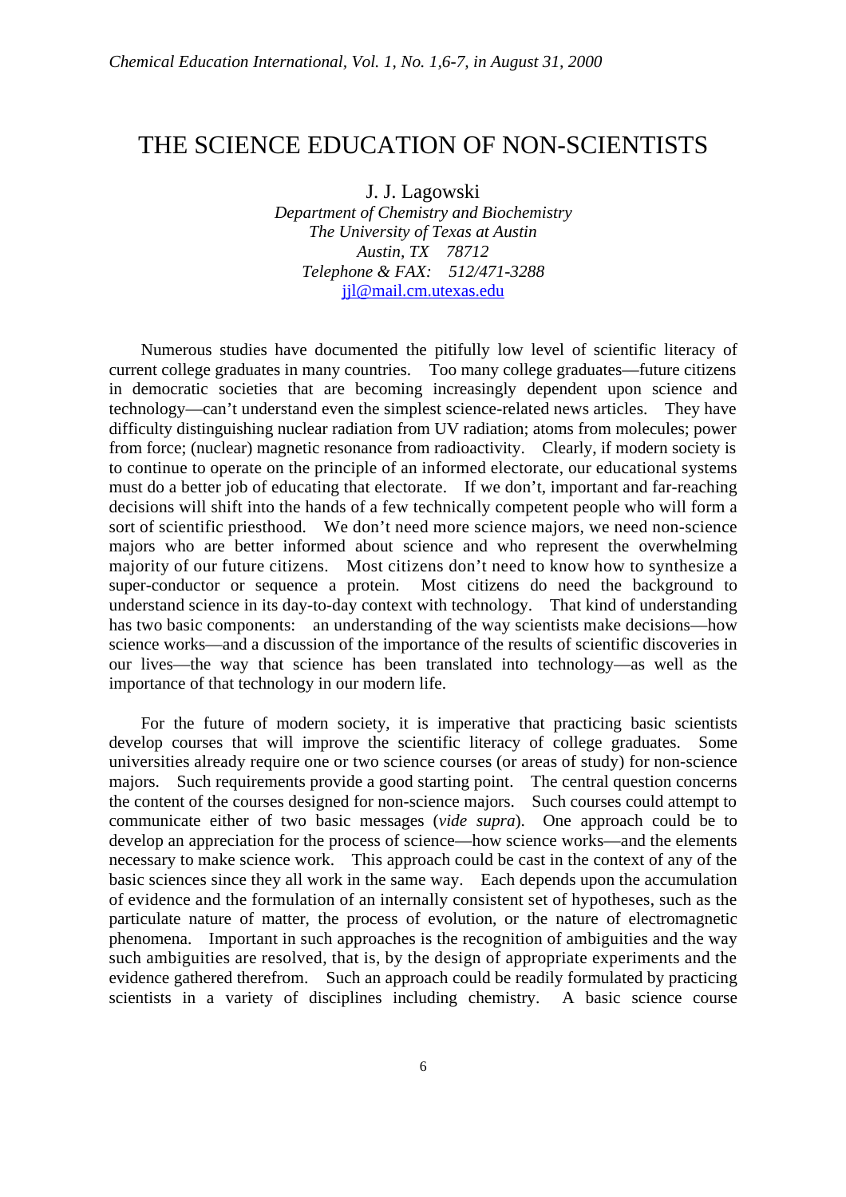# THE SCIENCE EDUCATION OF NON-SCIENTISTS

J. J. Lagowski

*Department of Chemistry and Biochemistry*
*The University of Texas at Austin*
*Austin, TX 78712*
*Telephone & FAX: 512/471-3288*
jjl@mail.cm.utexas.edu

Numerous studies have documented the pitifully low level of scientific literacy of current college graduates in many countries. Too many college graduates—future citizens in democratic societies that are becoming increasingly dependent upon science and technology—can't understand even the simplest science-related news articles. They have difficulty distinguishing nuclear radiation from UV radiation; atoms from molecules; power from force; (nuclear) magnetic resonance from radioactivity. Clearly, if modern society is to continue to operate on the principle of an informed electorate, our educational systems must do a better job of educating that electorate. If we don't, important and far-reaching decisions will shift into the hands of a few technically competent people who will form a sort of scientific priesthood. We don't need more science majors, we need non-science majors who are better informed about science and who represent the overwhelming majority of our future citizens. Most citizens don't need to know how to synthesize a super-conductor or sequence a protein. Most citizens do need the background to understand science in its day-to-day context with technology. That kind of understanding has two basic components: an understanding of the way scientists make decisions—how science works—and a discussion of the importance of the results of scientific discoveries in our lives—the way that science has been translated into technology—as well as the importance of that technology in our modern life.

For the future of modern society, it is imperative that practicing basic scientists develop courses that will improve the scientific literacy of college graduates. Some universities already require one or two science courses (or areas of study) for non-science majors. Such requirements provide a good starting point. The central question concerns the content of the courses designed for non-science majors. Such courses could attempt to communicate either of two basic messages (*vide supra*). One approach could be to develop an appreciation for the process of science—how science works—and the elements necessary to make science work. This approach could be cast in the context of any of the basic sciences since they all work in the same way. Each depends upon the accumulation of evidence and the formulation of an internally consistent set of hypotheses, such as the particulate nature of matter, the process of evolution, or the nature of electromagnetic phenomena. Important in such approaches is the recognition of ambiguities and the way such ambiguities are resolved, that is, by the design of appropriate experiments and the evidence gathered therefrom. Such an approach could be readily formulated by practicing scientists in a variety of disciplines including chemistry. A basic science course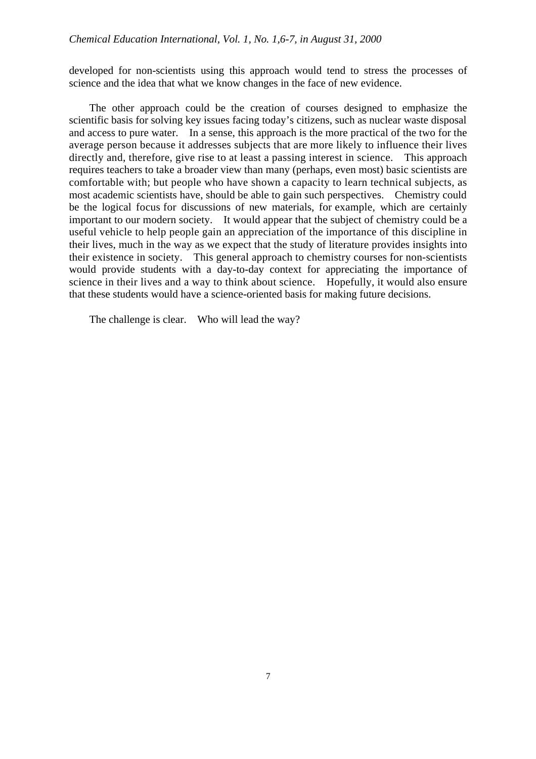developed for non-scientists using this approach would tend to stress the processes of science and the idea that what we know changes in the face of new evidence.

The other approach could be the creation of courses designed to emphasize the scientific basis for solving key issues facing today's citizens, such as nuclear waste disposal and access to pure water. In a sense, this approach is the more practical of the two for the average person because it addresses subjects that are more likely to influence their lives directly and, therefore, give rise to at least a passing interest in science. This approach requires teachers to take a broader view than many (perhaps, even most) basic scientists are comfortable with; but people who have shown a capacity to learn technical subjects, as most academic scientists have, should be able to gain such perspectives. Chemistry could be the logical focus for discussions of new materials, for example, which are certainly important to our modern society. It would appear that the subject of chemistry could be a useful vehicle to help people gain an appreciation of the importance of this discipline in their lives, much in the way as we expect that the study of literature provides insights into their existence in society. This general approach to chemistry courses for non-scientists would provide students with a day-to-day context for appreciating the importance of science in their lives and a way to think about science. Hopefully, it would also ensure that these students would have a science-oriented basis for making future decisions.

The challenge is clear. Who will lead the way?